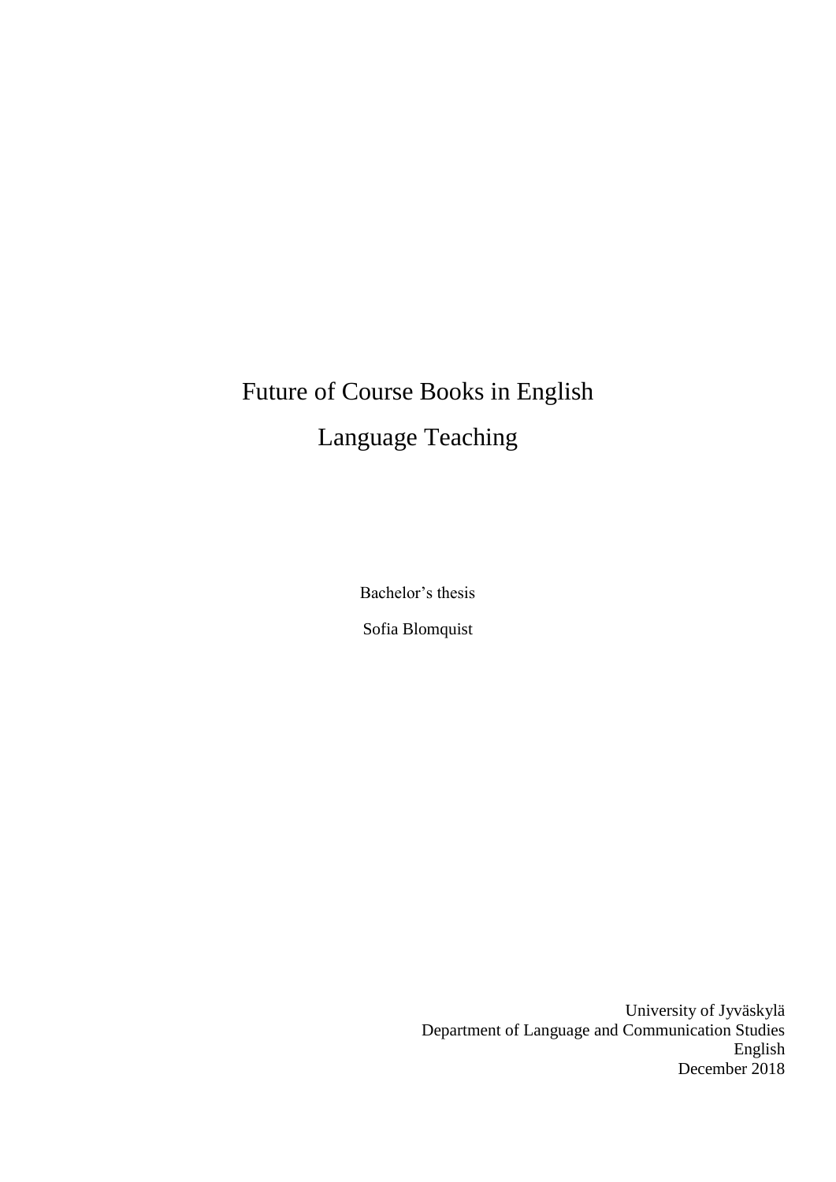# Future of Course Books in English Language Teaching

Bachelor's thesis

Sofia Blomquist

University of Jyväskylä
Department of Language and Communication Studies
English
December 2018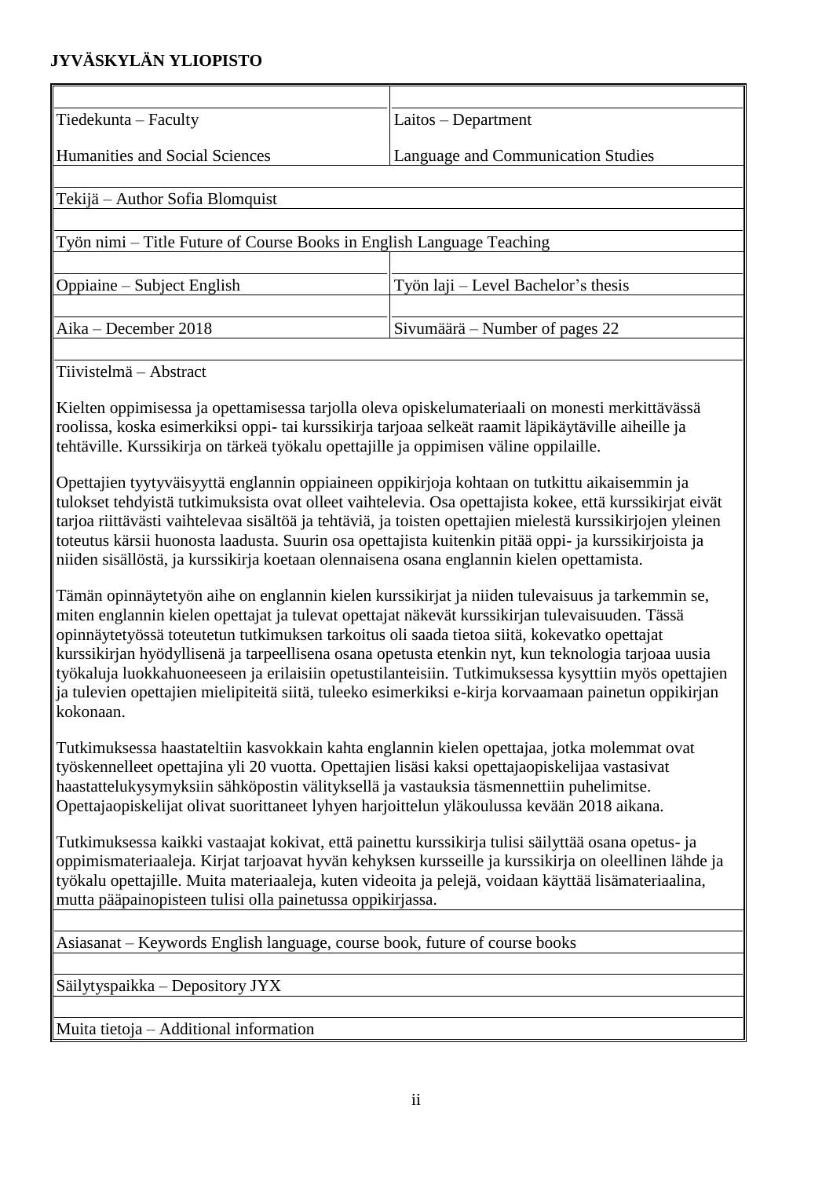**JYVÄSKYLÄN YLIOPISTO**

| Tiedekunta – Faculty | Laitos – Department |
|---|---|
| Humanities and Social Sciences | Language and Communication Studies |
| Tekijä – Author Sofia Blomquist | |
| Työn nimi – Title Future of Course Books in English Language Teaching | |
| Oppiaine – Subject English | Työn laji – Level Bachelor's thesis |
| Aika – December 2018 | Sivumäärä – Number of pages 22 |

Tiivistelmä – Abstract

Kielten oppimisessa ja opettamisessa tarjolla oleva opiskelumateriaali on monesti merkittävässä roolissa, koska esimerkiksi oppi- tai kurssikirja tarjoaa selkeät raamit läpikäytäville aiheille ja tehtäville. Kurssikirja on tärkeä työkalu opettajille ja oppimisen väline oppilaille.

Opettajien tyytyväisyyttä englannin oppiaineen oppikirjoja kohtaan on tutkittu aikaisemmin ja tulokset tehdyistä tutkimuksista ovat olleet vaihtelevia. Osa opettajista kokee, että kurssikirjat eivät tarjoa riittävästi vaihtelevaa sisältöä ja tehtäviä, ja toisten opettajien mielestä kurssikirjojen yleinen toteutus kärsii huonosta laadusta. Suurin osa opettajista kuitenkin pitää oppi- ja kurssikirjoista ja niiden sisällöstä, ja kurssikirja koetaan olennaisena osana englannin kielen opettamista.

Tämän opinnäytetyön aihe on englannin kielen kurssikirjat ja niiden tulevaisuus ja tarkemmin se, miten englannin kielen opettajat ja tulevat opettajat näkevät kurssikirjan tulevaisuuden. Tässä opinnäytetyössä toteutetun tutkimuksen tarkoitus oli saada tietoa siitä, kokevatko opettajat kurssikirjan hyödyllisenä ja tarpeellisena osana opetusta etenkin nyt, kun teknologia tarjoaa uusia työkaluja luokkahuoneeseen ja erilaisiin opetustilanteisiin. Tutkimuksessa kysyttiin myös opettajien ja tulevien opettajien mielipiteitä siitä, tuleeko esimerkiksi e-kirja korvaamaan painetun oppikirjan kokonaan.

Tutkimuksessa haastateltiin kasvokkain kahta englannin kielen opettajaa, jotka molemmat ovat työskennelleet opettajina yli 20 vuotta. Opettajien lisäsi kaksi opettajaopiskelijaa vastasivat haastattelukysymyksiin sähköpostin välityksellä ja vastauksia täsmennettiin puhelimitse. Opettajaopiskelijat olivat suorittaneet lyhyen harjoittelun yläkoulussa kevään 2018 aikana.

Tutkimuksessa kaikki vastaajat kokivat, että painettu kurssikirja tulisi säilyttää osana opetus- ja oppimismateriaaleja. Kirjat tarjoavat hyvän kehyksen kursseille ja kurssikirja on oleellinen lähde ja työkalu opettajille. Muita materiaaleja, kuten videoita ja pelejä, voidaan käyttää lisämateriaalina, mutta pääpainopisteen tulisi olla painetussa oppikirjassa.

Asiasanat – Keywords English language, course book, future of course books

Säilytyspaikka – Depository JYX

Muita tietoja – Additional information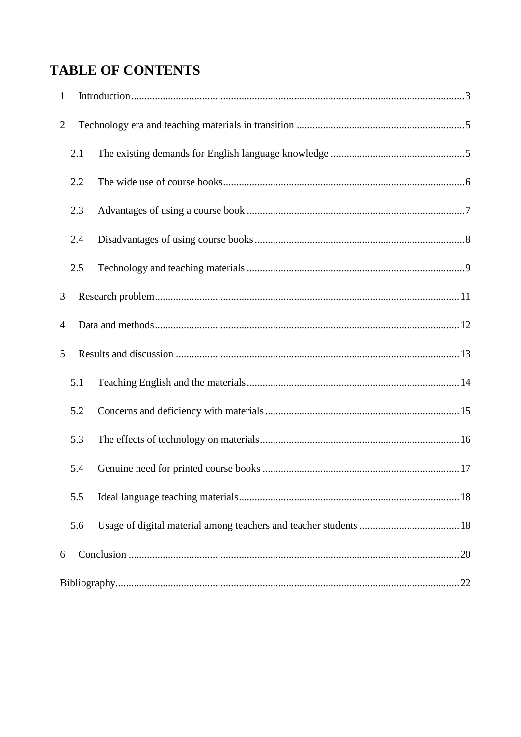# TABLE OF CONTENTS

1 Introduction ..... 3

2 Technology era and teaching materials in transition ..... 5

   2.1 The existing demands for English language knowledge ..... 5

   2.2 The wide use of course books ..... 6

   2.3 Advantages of using a course book ..... 7

   2.4 Disadvantages of using course books ..... 8

   2.5 Technology and teaching materials ..... 9

3 Research problem ..... 11

4 Data and methods ..... 12

5 Results and discussion ..... 13

   5.1 Teaching English and the materials ..... 14

   5.2 Concerns and deficiency with materials ..... 15

   5.3 The effects of technology on materials ..... 16

   5.4 Genuine need for printed course books ..... 17

   5.5 Ideal language teaching materials ..... 18

   5.6 Usage of digital material among teachers and teacher students ..... 18

6 Conclusion ..... 20

Bibliography ..... 22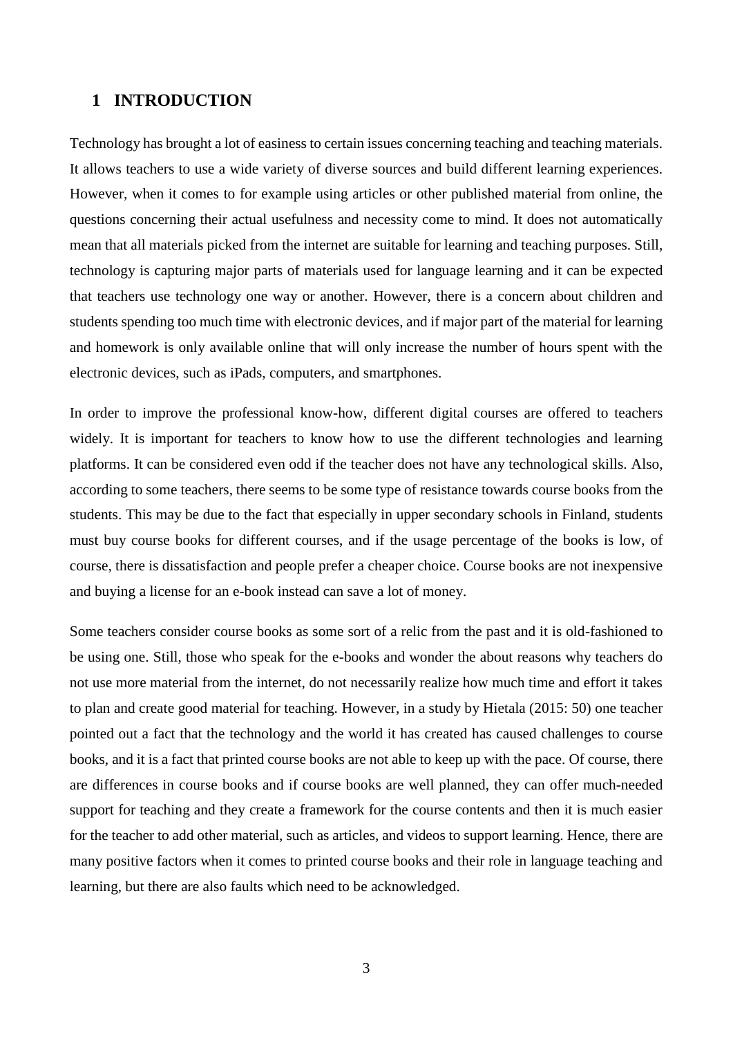# 1 INTRODUCTION

Technology has brought a lot of easiness to certain issues concerning teaching and teaching materials. It allows teachers to use a wide variety of diverse sources and build different learning experiences. However, when it comes to for example using articles or other published material from online, the questions concerning their actual usefulness and necessity come to mind. It does not automatically mean that all materials picked from the internet are suitable for learning and teaching purposes. Still, technology is capturing major parts of materials used for language learning and it can be expected that teachers use technology one way or another. However, there is a concern about children and students spending too much time with electronic devices, and if major part of the material for learning and homework is only available online that will only increase the number of hours spent with the electronic devices, such as iPads, computers, and smartphones.

In order to improve the professional know-how, different digital courses are offered to teachers widely. It is important for teachers to know how to use the different technologies and learning platforms. It can be considered even odd if the teacher does not have any technological skills. Also, according to some teachers, there seems to be some type of resistance towards course books from the students. This may be due to the fact that especially in upper secondary schools in Finland, students must buy course books for different courses, and if the usage percentage of the books is low, of course, there is dissatisfaction and people prefer a cheaper choice. Course books are not inexpensive and buying a license for an e-book instead can save a lot of money.

Some teachers consider course books as some sort of a relic from the past and it is old-fashioned to be using one. Still, those who speak for the e-books and wonder the about reasons why teachers do not use more material from the internet, do not necessarily realize how much time and effort it takes to plan and create good material for teaching. However, in a study by Hietala (2015: 50) one teacher pointed out a fact that the technology and the world it has created has caused challenges to course books, and it is a fact that printed course books are not able to keep up with the pace. Of course, there are differences in course books and if course books are well planned, they can offer much-needed support for teaching and they create a framework for the course contents and then it is much easier for the teacher to add other material, such as articles, and videos to support learning. Hence, there are many positive factors when it comes to printed course books and their role in language teaching and learning, but there are also faults which need to be acknowledged.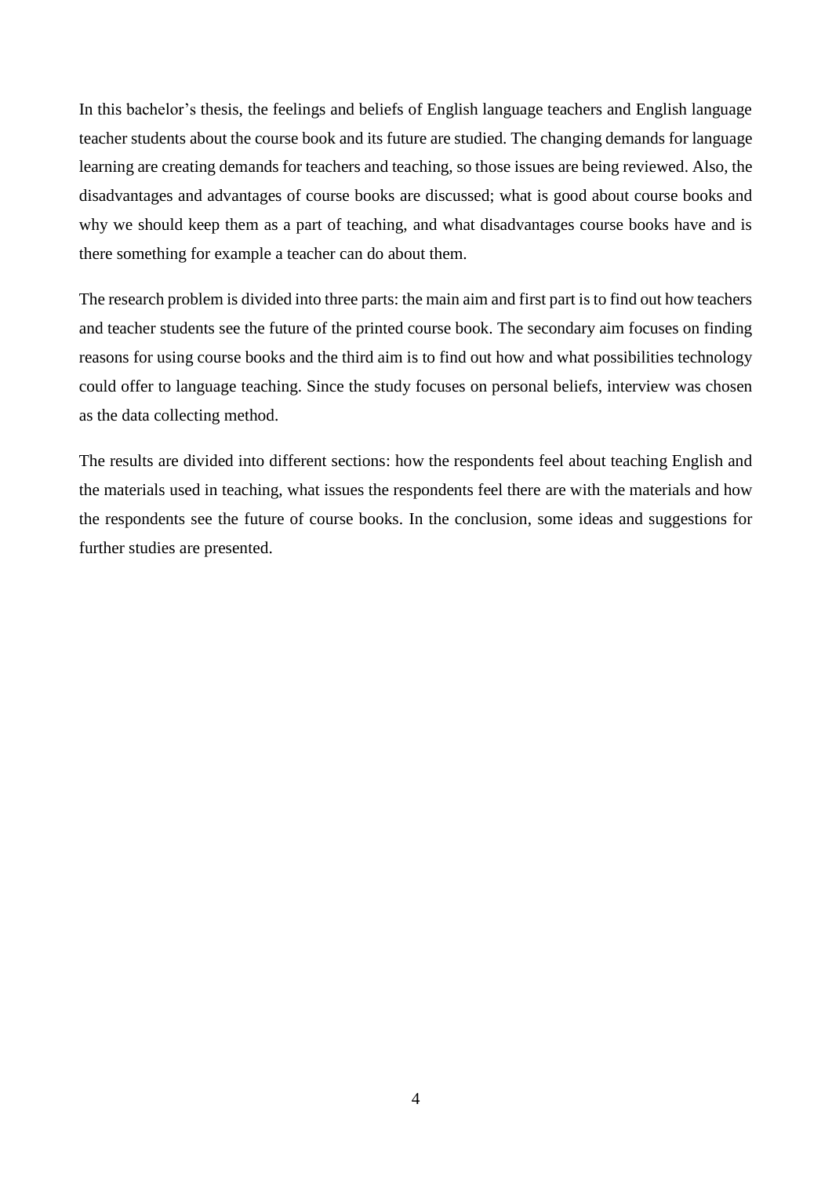In this bachelor’s thesis, the feelings and beliefs of English language teachers and English language teacher students about the course book and its future are studied. The changing demands for language learning are creating demands for teachers and teaching, so those issues are being reviewed. Also, the disadvantages and advantages of course books are discussed; what is good about course books and why we should keep them as a part of teaching, and what disadvantages course books have and is there something for example a teacher can do about them.

The research problem is divided into three parts: the main aim and first part is to find out how teachers and teacher students see the future of the printed course book. The secondary aim focuses on finding reasons for using course books and the third aim is to find out how and what possibilities technology could offer to language teaching. Since the study focuses on personal beliefs, interview was chosen as the data collecting method.

The results are divided into different sections: how the respondents feel about teaching English and the materials used in teaching, what issues the respondents feel there are with the materials and how the respondents see the future of course books. In the conclusion, some ideas and suggestions for further studies are presented.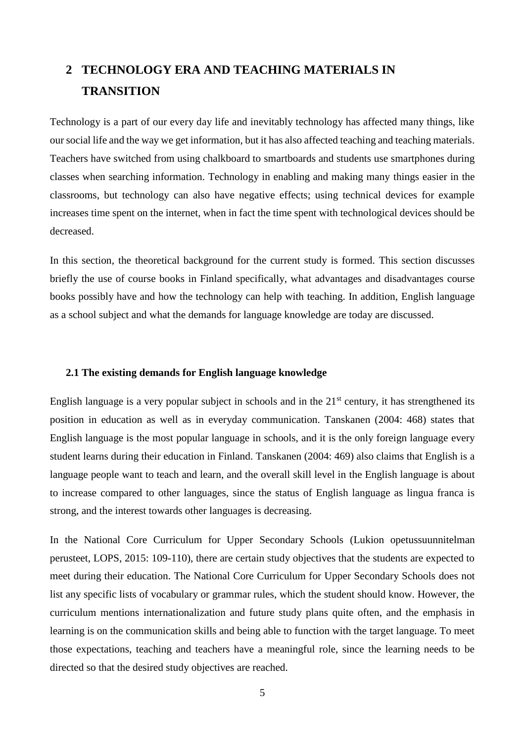# 2 TECHNOLOGY ERA AND TEACHING MATERIALS IN TRANSITION

Technology is a part of our every day life and inevitably technology has affected many things, like our social life and the way we get information, but it has also affected teaching and teaching materials. Teachers have switched from using chalkboard to smartboards and students use smartphones during classes when searching information. Technology in enabling and making many things easier in the classrooms, but technology can also have negative effects; using technical devices for example increases time spent on the internet, when in fact the time spent with technological devices should be decreased.

In this section, the theoretical background for the current study is formed. This section discusses briefly the use of course books in Finland specifically, what advantages and disadvantages course books possibly have and how the technology can help with teaching. In addition, English language as a school subject and what the demands for language knowledge are today are discussed.

## 2.1 The existing demands for English language knowledge

English language is a very popular subject in schools and in the 21st century, it has strengthened its position in education as well as in everyday communication. Tanskanen (2004: 468) states that English language is the most popular language in schools, and it is the only foreign language every student learns during their education in Finland. Tanskanen (2004: 469) also claims that English is a language people want to teach and learn, and the overall skill level in the English language is about to increase compared to other languages, since the status of English language as lingua franca is strong, and the interest towards other languages is decreasing.

In the National Core Curriculum for Upper Secondary Schools (Lukion opetussuunnitelman perusteet, LOPS, 2015: 109-110), there are certain study objectives that the students are expected to meet during their education. The National Core Curriculum for Upper Secondary Schools does not list any specific lists of vocabulary or grammar rules, which the student should know. However, the curriculum mentions internationalization and future study plans quite often, and the emphasis in learning is on the communication skills and being able to function with the target language. To meet those expectations, teaching and teachers have a meaningful role, since the learning needs to be directed so that the desired study objectives are reached.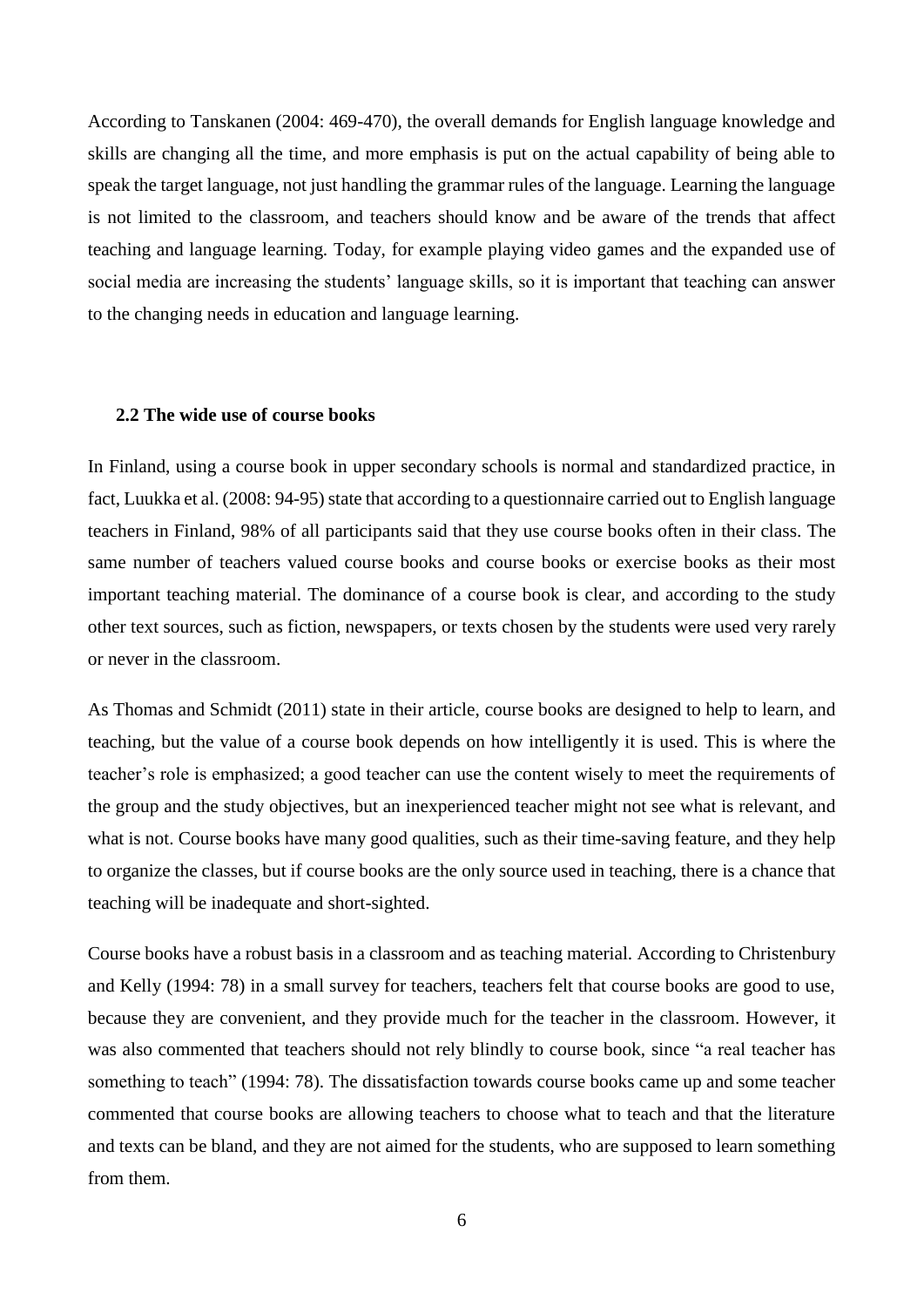According to Tanskanen (2004: 469-470), the overall demands for English language knowledge and skills are changing all the time, and more emphasis is put on the actual capability of being able to speak the target language, not just handling the grammar rules of the language. Learning the language is not limited to the classroom, and teachers should know and be aware of the trends that affect teaching and language learning. Today, for example playing video games and the expanded use of social media are increasing the students' language skills, so it is important that teaching can answer to the changing needs in education and language learning.

## 2.2 The wide use of course books

In Finland, using a course book in upper secondary schools is normal and standardized practice, in fact, Luukka et al. (2008: 94-95) state that according to a questionnaire carried out to English language teachers in Finland, 98% of all participants said that they use course books often in their class. The same number of teachers valued course books and course books or exercise books as their most important teaching material. The dominance of a course book is clear, and according to the study other text sources, such as fiction, newspapers, or texts chosen by the students were used very rarely or never in the classroom.

As Thomas and Schmidt (2011) state in their article, course books are designed to help to learn, and teaching, but the value of a course book depends on how intelligently it is used. This is where the teacher's role is emphasized; a good teacher can use the content wisely to meet the requirements of the group and the study objectives, but an inexperienced teacher might not see what is relevant, and what is not. Course books have many good qualities, such as their time-saving feature, and they help to organize the classes, but if course books are the only source used in teaching, there is a chance that teaching will be inadequate and short-sighted.

Course books have a robust basis in a classroom and as teaching material. According to Christenbury and Kelly (1994: 78) in a small survey for teachers, teachers felt that course books are good to use, because they are convenient, and they provide much for the teacher in the classroom. However, it was also commented that teachers should not rely blindly to course book, since "a real teacher has something to teach" (1994: 78). The dissatisfaction towards course books came up and some teacher commented that course books are allowing teachers to choose what to teach and that the literature and texts can be bland, and they are not aimed for the students, who are supposed to learn something from them.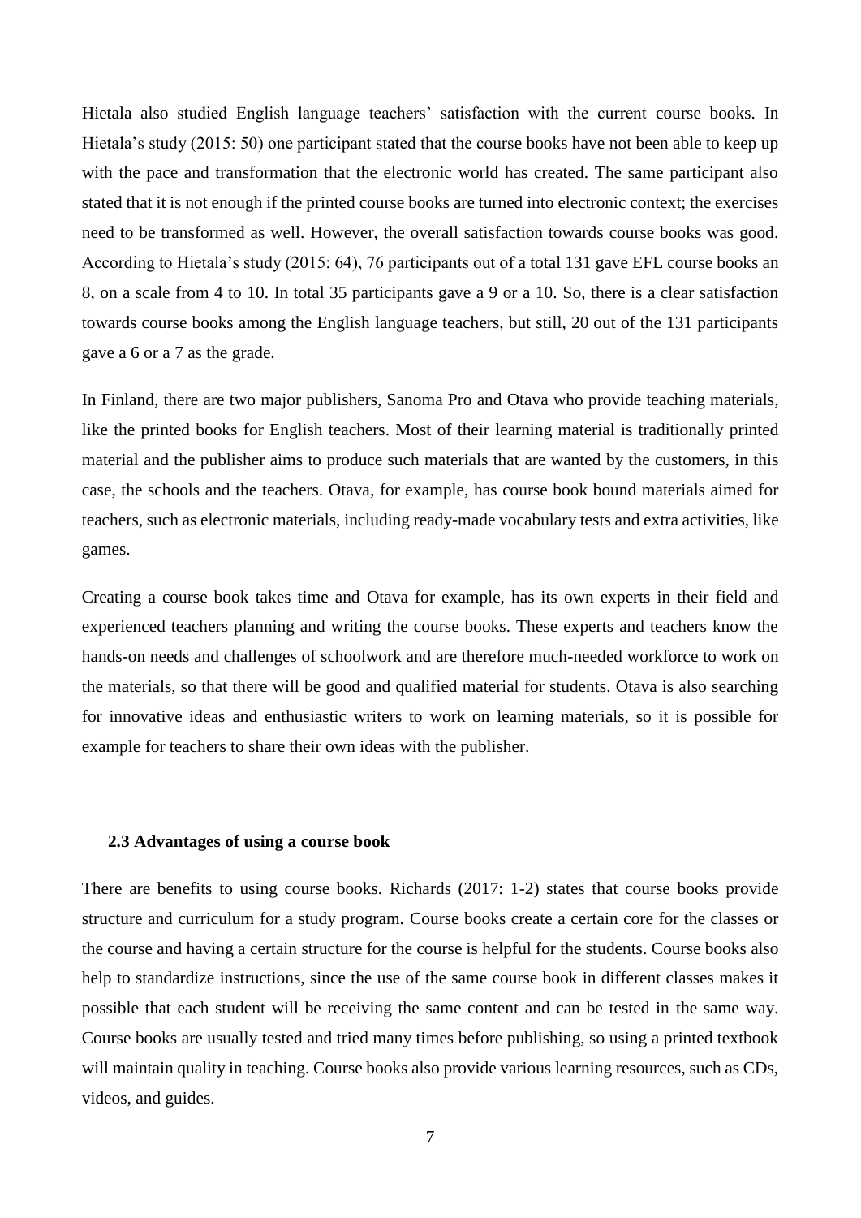Hietala also studied English language teachers' satisfaction with the current course books. In Hietala's study (2015: 50) one participant stated that the course books have not been able to keep up with the pace and transformation that the electronic world has created. The same participant also stated that it is not enough if the printed course books are turned into electronic context; the exercises need to be transformed as well. However, the overall satisfaction towards course books was good. According to Hietala's study (2015: 64), 76 participants out of a total 131 gave EFL course books an 8, on a scale from 4 to 10. In total 35 participants gave a 9 or a 10. So, there is a clear satisfaction towards course books among the English language teachers, but still, 20 out of the 131 participants gave a 6 or a 7 as the grade.

In Finland, there are two major publishers, Sanoma Pro and Otava who provide teaching materials, like the printed books for English teachers. Most of their learning material is traditionally printed material and the publisher aims to produce such materials that are wanted by the customers, in this case, the schools and the teachers. Otava, for example, has course book bound materials aimed for teachers, such as electronic materials, including ready-made vocabulary tests and extra activities, like games.

Creating a course book takes time and Otava for example, has its own experts in their field and experienced teachers planning and writing the course books. These experts and teachers know the hands-on needs and challenges of schoolwork and are therefore much-needed workforce to work on the materials, so that there will be good and qualified material for students. Otava is also searching for innovative ideas and enthusiastic writers to work on learning materials, so it is possible for example for teachers to share their own ideas with the publisher.

### 2.3 Advantages of using a course book

There are benefits to using course books. Richards (2017: 1-2) states that course books provide structure and curriculum for a study program. Course books create a certain core for the classes or the course and having a certain structure for the course is helpful for the students. Course books also help to standardize instructions, since the use of the same course book in different classes makes it possible that each student will be receiving the same content and can be tested in the same way. Course books are usually tested and tried many times before publishing, so using a printed textbook will maintain quality in teaching. Course books also provide various learning resources, such as CDs, videos, and guides.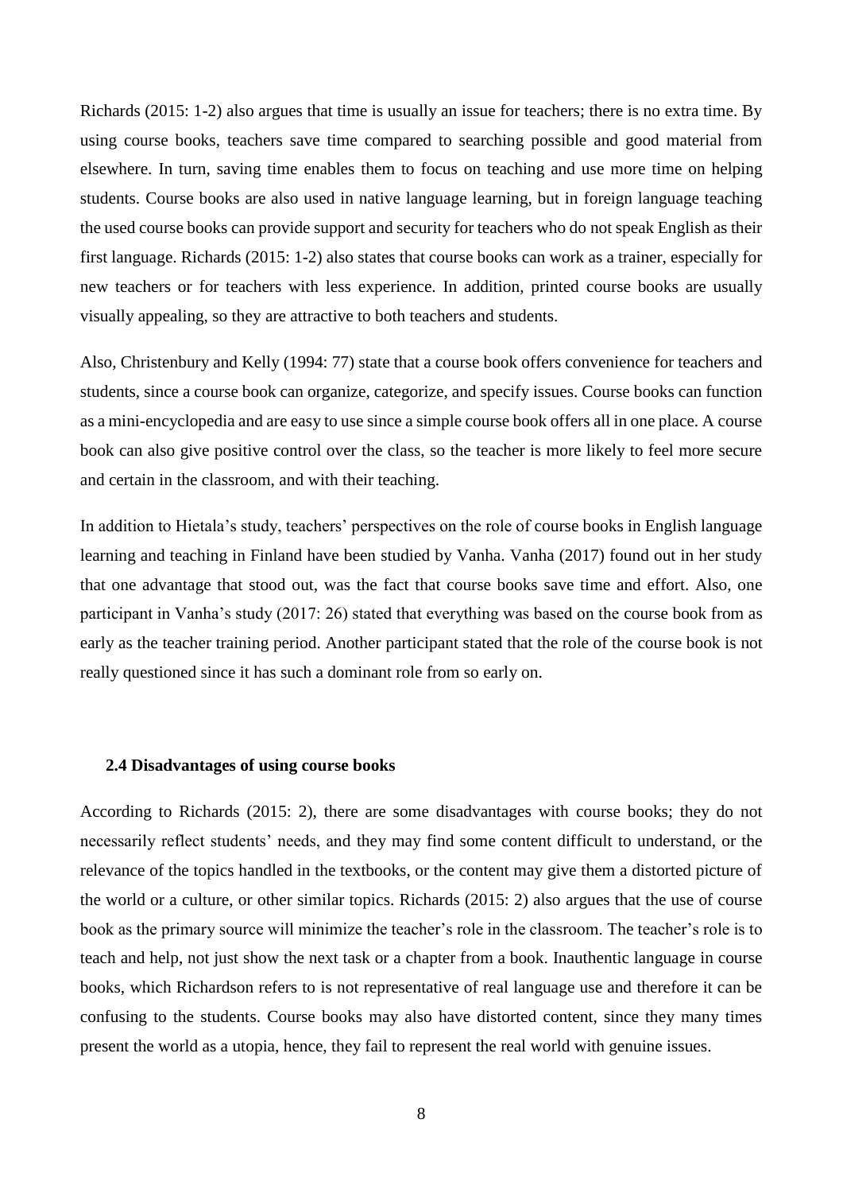Richards (2015: 1-2) also argues that time is usually an issue for teachers; there is no extra time. By using course books, teachers save time compared to searching possible and good material from elsewhere. In turn, saving time enables them to focus on teaching and use more time on helping students. Course books are also used in native language learning, but in foreign language teaching the used course books can provide support and security for teachers who do not speak English as their first language. Richards (2015: 1-2) also states that course books can work as a trainer, especially for new teachers or for teachers with less experience. In addition, printed course books are usually visually appealing, so they are attractive to both teachers and students.

Also, Christenbury and Kelly (1994: 77) state that a course book offers convenience for teachers and students, since a course book can organize, categorize, and specify issues. Course books can function as a mini-encyclopedia and are easy to use since a simple course book offers all in one place. A course book can also give positive control over the class, so the teacher is more likely to feel more secure and certain in the classroom, and with their teaching.

In addition to Hietala's study, teachers' perspectives on the role of course books in English language learning and teaching in Finland have been studied by Vanha. Vanha (2017) found out in her study that one advantage that stood out, was the fact that course books save time and effort. Also, one participant in Vanha's study (2017: 26) stated that everything was based on the course book from as early as the teacher training period. Another participant stated that the role of the course book is not really questioned since it has such a dominant role from so early on.

### 2.4 Disadvantages of using course books

According to Richards (2015: 2), there are some disadvantages with course books; they do not necessarily reflect students' needs, and they may find some content difficult to understand, or the relevance of the topics handled in the textbooks, or the content may give them a distorted picture of the world or a culture, or other similar topics. Richards (2015: 2) also argues that the use of course book as the primary source will minimize the teacher's role in the classroom. The teacher's role is to teach and help, not just show the next task or a chapter from a book. Inauthentic language in course books, which Richardson refers to is not representative of real language use and therefore it can be confusing to the students. Course books may also have distorted content, since they many times present the world as a utopia, hence, they fail to represent the real world with genuine issues.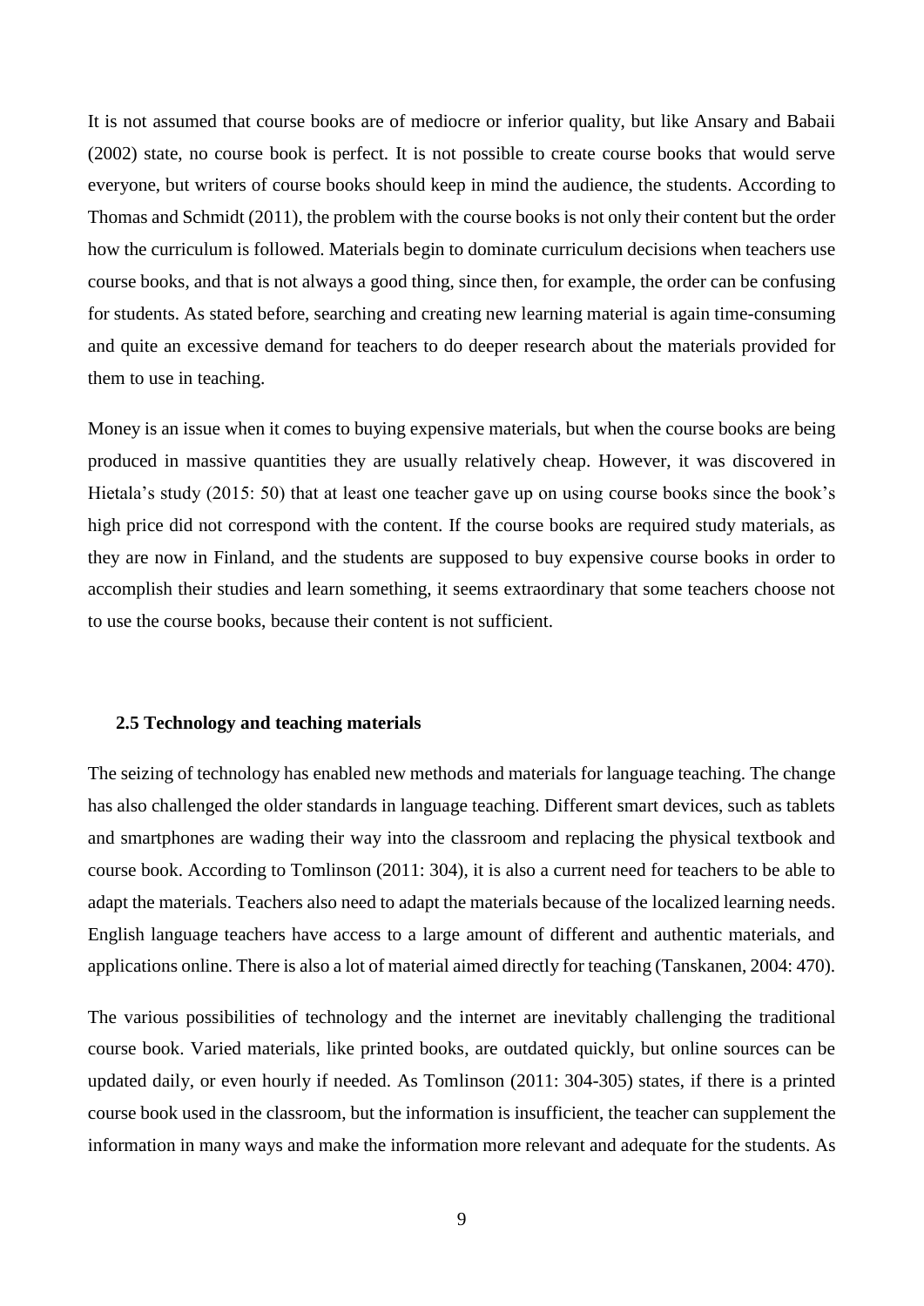It is not assumed that course books are of mediocre or inferior quality, but like Ansary and Babaii (2002) state, no course book is perfect. It is not possible to create course books that would serve everyone, but writers of course books should keep in mind the audience, the students. According to Thomas and Schmidt (2011), the problem with the course books is not only their content but the order how the curriculum is followed. Materials begin to dominate curriculum decisions when teachers use course books, and that is not always a good thing, since then, for example, the order can be confusing for students. As stated before, searching and creating new learning material is again time-consuming and quite an excessive demand for teachers to do deeper research about the materials provided for them to use in teaching.

Money is an issue when it comes to buying expensive materials, but when the course books are being produced in massive quantities they are usually relatively cheap. However, it was discovered in Hietala's study (2015: 50) that at least one teacher gave up on using course books since the book's high price did not correspond with the content. If the course books are required study materials, as they are now in Finland, and the students are supposed to buy expensive course books in order to accomplish their studies and learn something, it seems extraordinary that some teachers choose not to use the course books, because their content is not sufficient.

### 2.5 Technology and teaching materials

The seizing of technology has enabled new methods and materials for language teaching. The change has also challenged the older standards in language teaching. Different smart devices, such as tablets and smartphones are wading their way into the classroom and replacing the physical textbook and course book. According to Tomlinson (2011: 304), it is also a current need for teachers to be able to adapt the materials. Teachers also need to adapt the materials because of the localized learning needs. English language teachers have access to a large amount of different and authentic materials, and applications online. There is also a lot of material aimed directly for teaching (Tanskanen, 2004: 470).

The various possibilities of technology and the internet are inevitably challenging the traditional course book. Varied materials, like printed books, are outdated quickly, but online sources can be updated daily, or even hourly if needed. As Tomlinson (2011: 304-305) states, if there is a printed course book used in the classroom, but the information is insufficient, the teacher can supplement the information in many ways and make the information more relevant and adequate for the students. As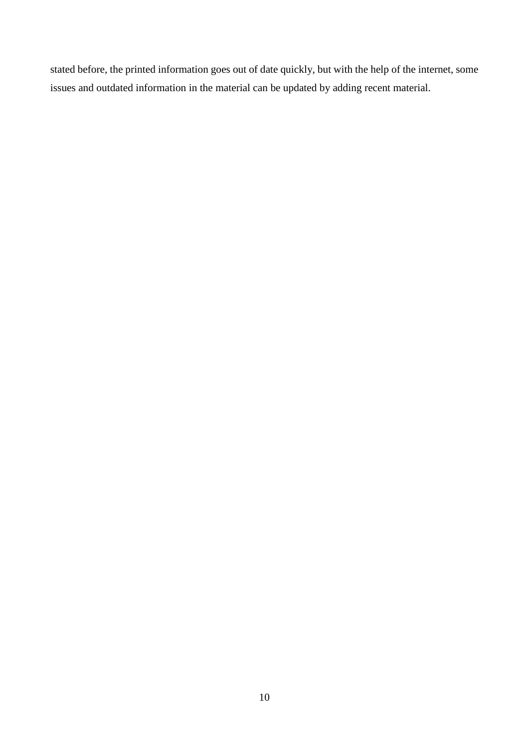stated before, the printed information goes out of date quickly, but with the help of the internet, some issues and outdated information in the material can be updated by adding recent material.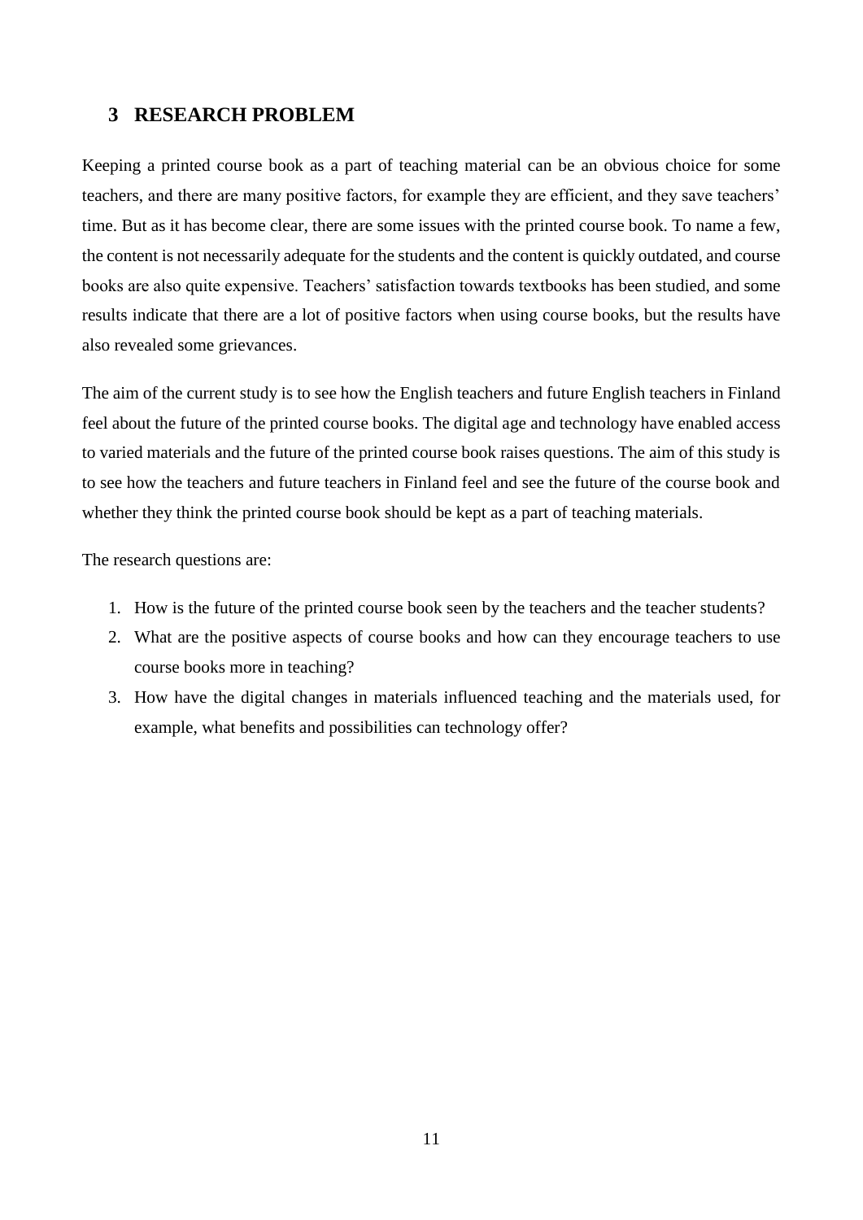# 3 RESEARCH PROBLEM

Keeping a printed course book as a part of teaching material can be an obvious choice for some teachers, and there are many positive factors, for example they are efficient, and they save teachers' time. But as it has become clear, there are some issues with the printed course book. To name a few, the content is not necessarily adequate for the students and the content is quickly outdated, and course books are also quite expensive. Teachers' satisfaction towards textbooks has been studied, and some results indicate that there are a lot of positive factors when using course books, but the results have also revealed some grievances.

The aim of the current study is to see how the English teachers and future English teachers in Finland feel about the future of the printed course books. The digital age and technology have enabled access to varied materials and the future of the printed course book raises questions. The aim of this study is to see how the teachers and future teachers in Finland feel and see the future of the course book and whether they think the printed course book should be kept as a part of teaching materials.

The research questions are:

1. How is the future of the printed course book seen by the teachers and the teacher students?
2. What are the positive aspects of course books and how can they encourage teachers to use course books more in teaching?
3. How have the digital changes in materials influenced teaching and the materials used, for example, what benefits and possibilities can technology offer?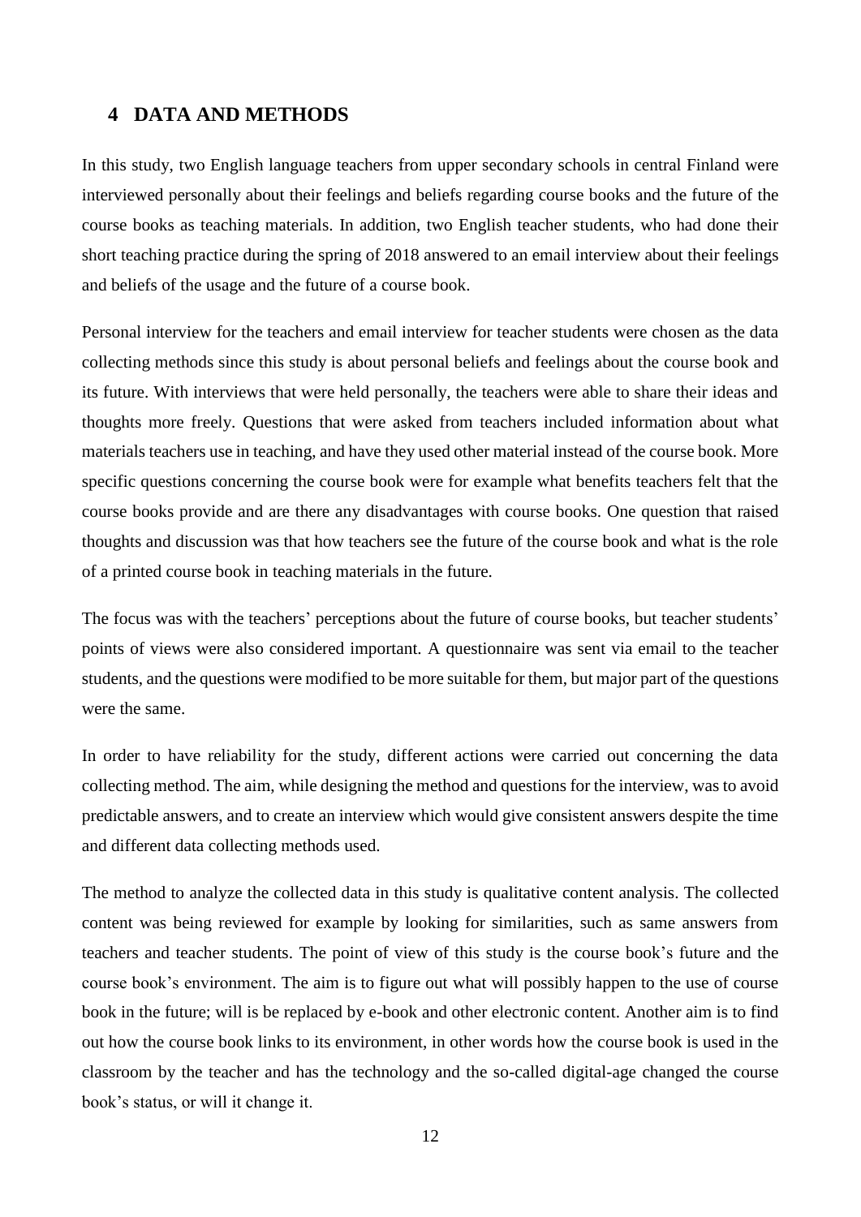## 4 DATA AND METHODS

In this study, two English language teachers from upper secondary schools in central Finland were interviewed personally about their feelings and beliefs regarding course books and the future of the course books as teaching materials. In addition, two English teacher students, who had done their short teaching practice during the spring of 2018 answered to an email interview about their feelings and beliefs of the usage and the future of a course book.

Personal interview for the teachers and email interview for teacher students were chosen as the data collecting methods since this study is about personal beliefs and feelings about the course book and its future. With interviews that were held personally, the teachers were able to share their ideas and thoughts more freely. Questions that were asked from teachers included information about what materials teachers use in teaching, and have they used other material instead of the course book. More specific questions concerning the course book were for example what benefits teachers felt that the course books provide and are there any disadvantages with course books. One question that raised thoughts and discussion was that how teachers see the future of the course book and what is the role of a printed course book in teaching materials in the future.

The focus was with the teachers' perceptions about the future of course books, but teacher students' points of views were also considered important. A questionnaire was sent via email to the teacher students, and the questions were modified to be more suitable for them, but major part of the questions were the same.

In order to have reliability for the study, different actions were carried out concerning the data collecting method. The aim, while designing the method and questions for the interview, was to avoid predictable answers, and to create an interview which would give consistent answers despite the time and different data collecting methods used.

The method to analyze the collected data in this study is qualitative content analysis. The collected content was being reviewed for example by looking for similarities, such as same answers from teachers and teacher students. The point of view of this study is the course book's future and the course book's environment. The aim is to figure out what will possibly happen to the use of course book in the future; will is be replaced by e-book and other electronic content. Another aim is to find out how the course book links to its environment, in other words how the course book is used in the classroom by the teacher and has the technology and the so-called digital-age changed the course book's status, or will it change it.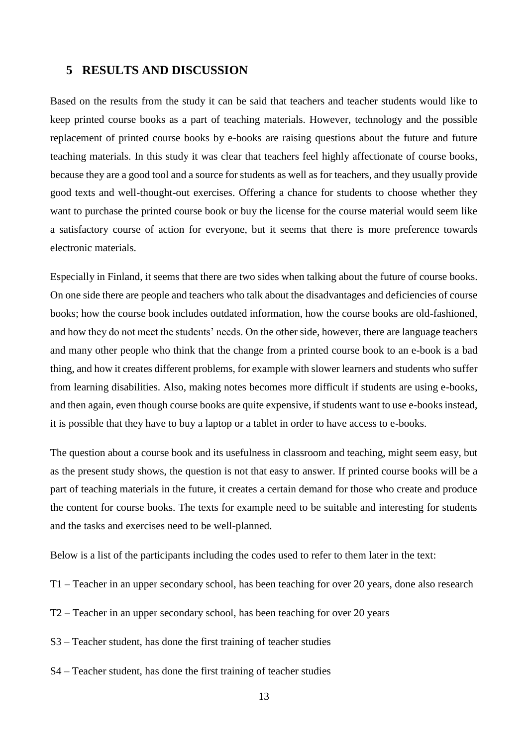## 5 RESULTS AND DISCUSSION

Based on the results from the study it can be said that teachers and teacher students would like to keep printed course books as a part of teaching materials. However, technology and the possible replacement of printed course books by e-books are raising questions about the future and future teaching materials. In this study it was clear that teachers feel highly affectionate of course books, because they are a good tool and a source for students as well as for teachers, and they usually provide good texts and well-thought-out exercises. Offering a chance for students to choose whether they want to purchase the printed course book or buy the license for the course material would seem like a satisfactory course of action for everyone, but it seems that there is more preference towards electronic materials.

Especially in Finland, it seems that there are two sides when talking about the future of course books. On one side there are people and teachers who talk about the disadvantages and deficiencies of course books; how the course book includes outdated information, how the course books are old-fashioned, and how they do not meet the students' needs. On the other side, however, there are language teachers and many other people who think that the change from a printed course book to an e-book is a bad thing, and how it creates different problems, for example with slower learners and students who suffer from learning disabilities. Also, making notes becomes more difficult if students are using e-books, and then again, even though course books are quite expensive, if students want to use e-books instead, it is possible that they have to buy a laptop or a tablet in order to have access to e-books.

The question about a course book and its usefulness in classroom and teaching, might seem easy, but as the present study shows, the question is not that easy to answer. If printed course books will be a part of teaching materials in the future, it creates a certain demand for those who create and produce the content for course books. The texts for example need to be suitable and interesting for students and the tasks and exercises need to be well-planned.

Below is a list of the participants including the codes used to refer to them later in the text:

T1 – Teacher in an upper secondary school, has been teaching for over 20 years, done also research

T2 – Teacher in an upper secondary school, has been teaching for over 20 years

S3 – Teacher student, has done the first training of teacher studies

S4 – Teacher student, has done the first training of teacher studies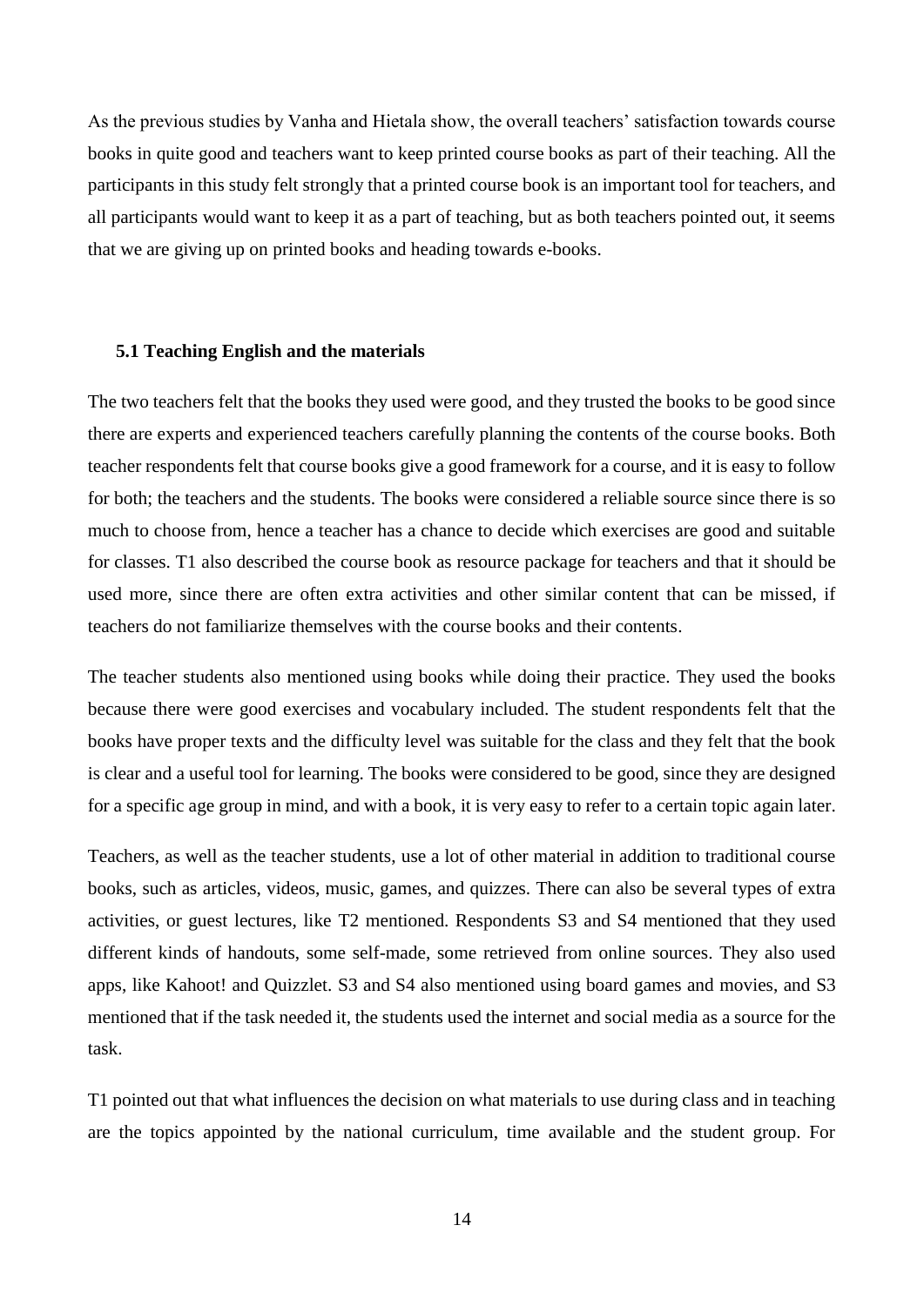As the previous studies by Vanha and Hietala show, the overall teachers' satisfaction towards course books in quite good and teachers want to keep printed course books as part of their teaching. All the participants in this study felt strongly that a printed course book is an important tool for teachers, and all participants would want to keep it as a part of teaching, but as both teachers pointed out, it seems that we are giving up on printed books and heading towards e-books.

### 5.1 Teaching English and the materials

The two teachers felt that the books they used were good, and they trusted the books to be good since there are experts and experienced teachers carefully planning the contents of the course books. Both teacher respondents felt that course books give a good framework for a course, and it is easy to follow for both; the teachers and the students. The books were considered a reliable source since there is so much to choose from, hence a teacher has a chance to decide which exercises are good and suitable for classes. T1 also described the course book as resource package for teachers and that it should be used more, since there are often extra activities and other similar content that can be missed, if teachers do not familiarize themselves with the course books and their contents.

The teacher students also mentioned using books while doing their practice. They used the books because there were good exercises and vocabulary included. The student respondents felt that the books have proper texts and the difficulty level was suitable for the class and they felt that the book is clear and a useful tool for learning. The books were considered to be good, since they are designed for a specific age group in mind, and with a book, it is very easy to refer to a certain topic again later.

Teachers, as well as the teacher students, use a lot of other material in addition to traditional course books, such as articles, videos, music, games, and quizzes. There can also be several types of extra activities, or guest lectures, like T2 mentioned. Respondents S3 and S4 mentioned that they used different kinds of handouts, some self-made, some retrieved from online sources. They also used apps, like Kahoot! and Quizzlet. S3 and S4 also mentioned using board games and movies, and S3 mentioned that if the task needed it, the students used the internet and social media as a source for the task.

T1 pointed out that what influences the decision on what materials to use during class and in teaching are the topics appointed by the national curriculum, time available and the student group. For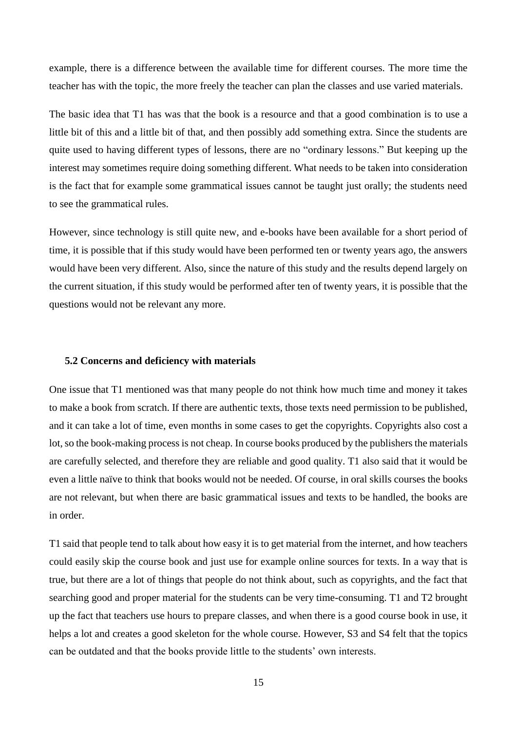example, there is a difference between the available time for different courses. The more time the teacher has with the topic, the more freely the teacher can plan the classes and use varied materials.

The basic idea that T1 has was that the book is a resource and that a good combination is to use a little bit of this and a little bit of that, and then possibly add something extra. Since the students are quite used to having different types of lessons, there are no "ordinary lessons." But keeping up the interest may sometimes require doing something different. What needs to be taken into consideration is the fact that for example some grammatical issues cannot be taught just orally; the students need to see the grammatical rules.

However, since technology is still quite new, and e-books have been available for a short period of time, it is possible that if this study would have been performed ten or twenty years ago, the answers would have been very different. Also, since the nature of this study and the results depend largely on the current situation, if this study would be performed after ten of twenty years, it is possible that the questions would not be relevant any more.

### 5.2 Concerns and deficiency with materials

One issue that T1 mentioned was that many people do not think how much time and money it takes to make a book from scratch. If there are authentic texts, those texts need permission to be published, and it can take a lot of time, even months in some cases to get the copyrights. Copyrights also cost a lot, so the book-making process is not cheap. In course books produced by the publishers the materials are carefully selected, and therefore they are reliable and good quality. T1 also said that it would be even a little naïve to think that books would not be needed. Of course, in oral skills courses the books are not relevant, but when there are basic grammatical issues and texts to be handled, the books are in order.

T1 said that people tend to talk about how easy it is to get material from the internet, and how teachers could easily skip the course book and just use for example online sources for texts. In a way that is true, but there are a lot of things that people do not think about, such as copyrights, and the fact that searching good and proper material for the students can be very time-consuming. T1 and T2 brought up the fact that teachers use hours to prepare classes, and when there is a good course book in use, it helps a lot and creates a good skeleton for the whole course. However, S3 and S4 felt that the topics can be outdated and that the books provide little to the students' own interests.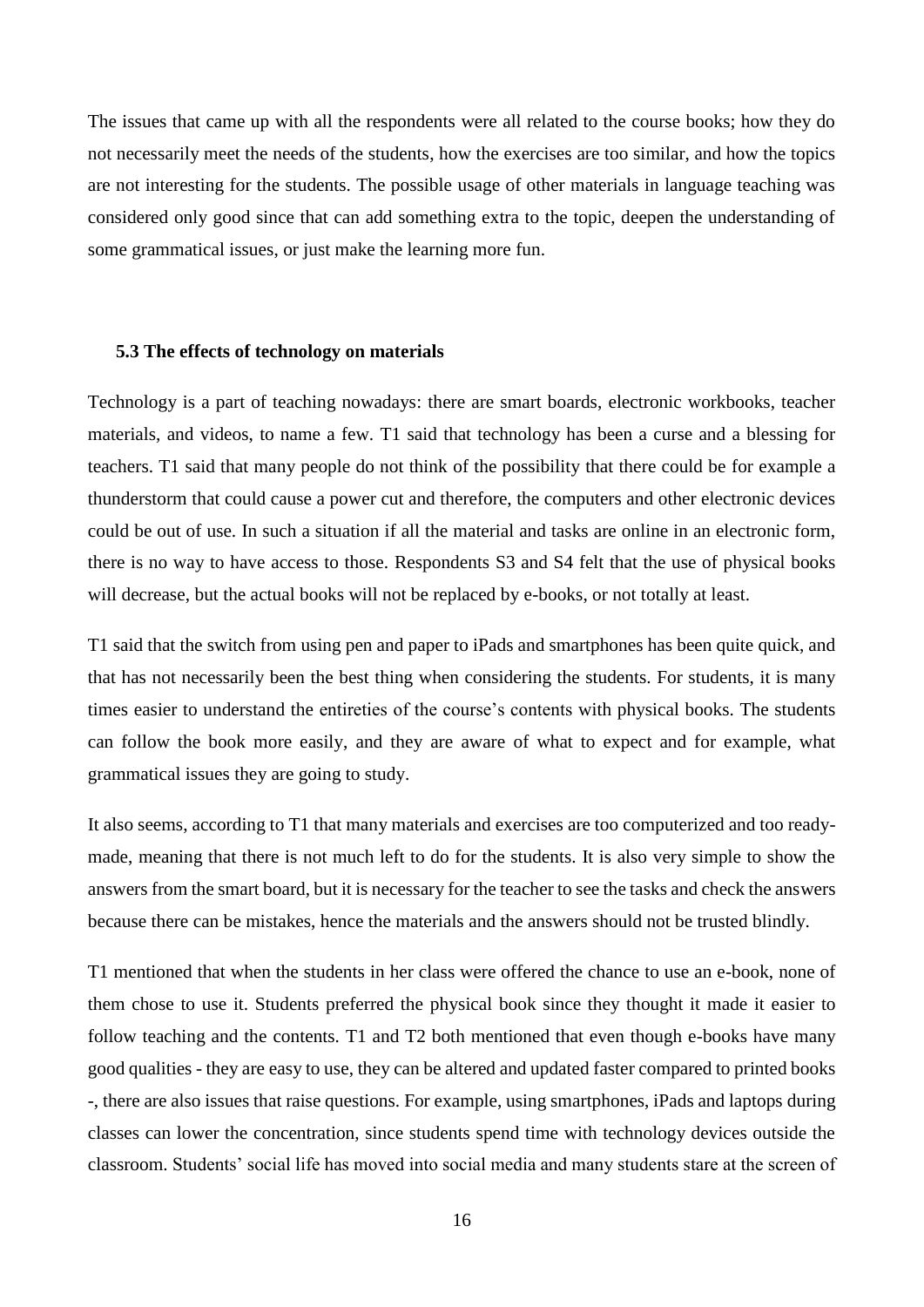The issues that came up with all the respondents were all related to the course books; how they do not necessarily meet the needs of the students, how the exercises are too similar, and how the topics are not interesting for the students. The possible usage of other materials in language teaching was considered only good since that can add something extra to the topic, deepen the understanding of some grammatical issues, or just make the learning more fun.

### 5.3 The effects of technology on materials

Technology is a part of teaching nowadays: there are smart boards, electronic workbooks, teacher materials, and videos, to name a few. T1 said that technology has been a curse and a blessing for teachers. T1 said that many people do not think of the possibility that there could be for example a thunderstorm that could cause a power cut and therefore, the computers and other electronic devices could be out of use. In such a situation if all the material and tasks are online in an electronic form, there is no way to have access to those. Respondents S3 and S4 felt that the use of physical books will decrease, but the actual books will not be replaced by e-books, or not totally at least.

T1 said that the switch from using pen and paper to iPads and smartphones has been quite quick, and that has not necessarily been the best thing when considering the students. For students, it is many times easier to understand the entireties of the course's contents with physical books. The students can follow the book more easily, and they are aware of what to expect and for example, what grammatical issues they are going to study.

It also seems, according to T1 that many materials and exercises are too computerized and too ready-made, meaning that there is not much left to do for the students. It is also very simple to show the answers from the smart board, but it is necessary for the teacher to see the tasks and check the answers because there can be mistakes, hence the materials and the answers should not be trusted blindly.

T1 mentioned that when the students in her class were offered the chance to use an e-book, none of them chose to use it. Students preferred the physical book since they thought it made it easier to follow teaching and the contents. T1 and T2 both mentioned that even though e-books have many good qualities - they are easy to use, they can be altered and updated faster compared to printed books -, there are also issues that raise questions. For example, using smartphones, iPads and laptops during classes can lower the concentration, since students spend time with technology devices outside the classroom. Students' social life has moved into social media and many students stare at the screen of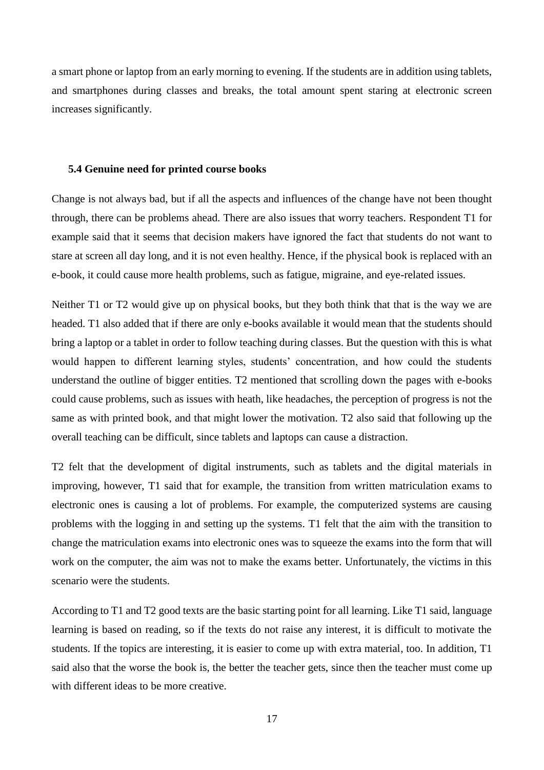a smart phone or laptop from an early morning to evening. If the students are in addition using tablets, and smartphones during classes and breaks, the total amount spent staring at electronic screen increases significantly.

### 5.4 Genuine need for printed course books

Change is not always bad, but if all the aspects and influences of the change have not been thought through, there can be problems ahead. There are also issues that worry teachers. Respondent T1 for example said that it seems that decision makers have ignored the fact that students do not want to stare at screen all day long, and it is not even healthy. Hence, if the physical book is replaced with an e-book, it could cause more health problems, such as fatigue, migraine, and eye-related issues.

Neither T1 or T2 would give up on physical books, but they both think that that is the way we are headed. T1 also added that if there are only e-books available it would mean that the students should bring a laptop or a tablet in order to follow teaching during classes. But the question with this is what would happen to different learning styles, students' concentration, and how could the students understand the outline of bigger entities. T2 mentioned that scrolling down the pages with e-books could cause problems, such as issues with heath, like headaches, the perception of progress is not the same as with printed book, and that might lower the motivation. T2 also said that following up the overall teaching can be difficult, since tablets and laptops can cause a distraction.

T2 felt that the development of digital instruments, such as tablets and the digital materials in improving, however, T1 said that for example, the transition from written matriculation exams to electronic ones is causing a lot of problems. For example, the computerized systems are causing problems with the logging in and setting up the systems. T1 felt that the aim with the transition to change the matriculation exams into electronic ones was to squeeze the exams into the form that will work on the computer, the aim was not to make the exams better. Unfortunately, the victims in this scenario were the students.

According to T1 and T2 good texts are the basic starting point for all learning. Like T1 said, language learning is based on reading, so if the texts do not raise any interest, it is difficult to motivate the students. If the topics are interesting, it is easier to come up with extra material, too. In addition, T1 said also that the worse the book is, the better the teacher gets, since then the teacher must come up with different ideas to be more creative.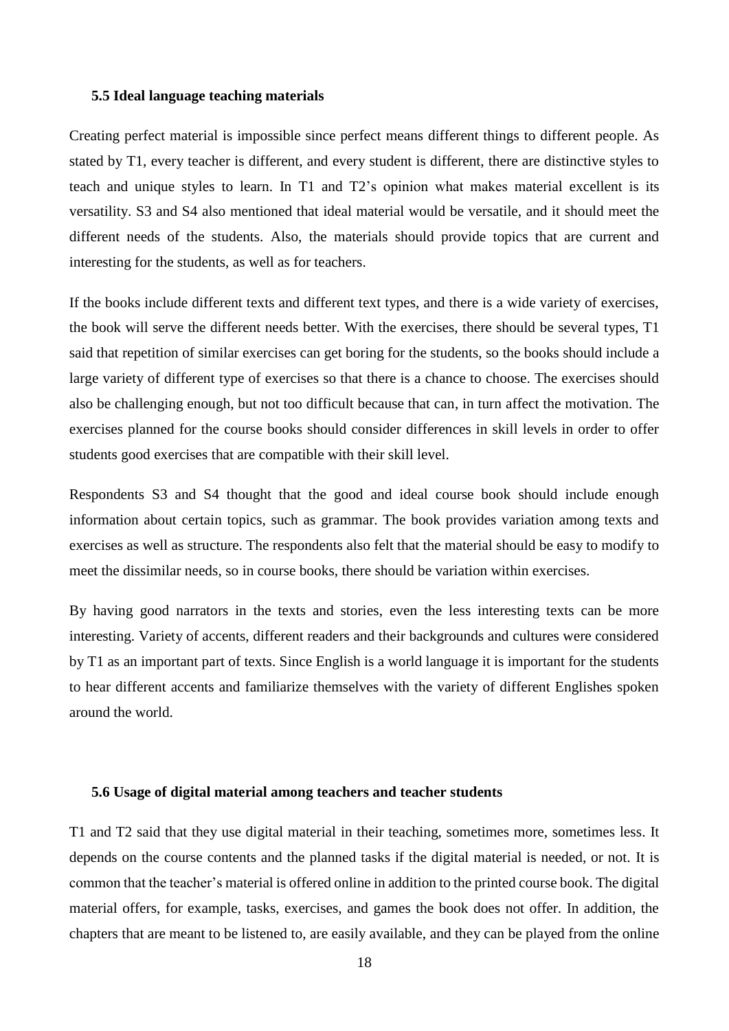### 5.5 Ideal language teaching materials

Creating perfect material is impossible since perfect means different things to different people. As stated by T1, every teacher is different, and every student is different, there are distinctive styles to teach and unique styles to learn. In T1 and T2's opinion what makes material excellent is its versatility. S3 and S4 also mentioned that ideal material would be versatile, and it should meet the different needs of the students. Also, the materials should provide topics that are current and interesting for the students, as well as for teachers.

If the books include different texts and different text types, and there is a wide variety of exercises, the book will serve the different needs better. With the exercises, there should be several types, T1 said that repetition of similar exercises can get boring for the students, so the books should include a large variety of different type of exercises so that there is a chance to choose. The exercises should also be challenging enough, but not too difficult because that can, in turn affect the motivation. The exercises planned for the course books should consider differences in skill levels in order to offer students good exercises that are compatible with their skill level.

Respondents S3 and S4 thought that the good and ideal course book should include enough information about certain topics, such as grammar. The book provides variation among texts and exercises as well as structure. The respondents also felt that the material should be easy to modify to meet the dissimilar needs, so in course books, there should be variation within exercises.

By having good narrators in the texts and stories, even the less interesting texts can be more interesting. Variety of accents, different readers and their backgrounds and cultures were considered by T1 as an important part of texts. Since English is a world language it is important for the students to hear different accents and familiarize themselves with the variety of different Englishes spoken around the world.

### 5.6 Usage of digital material among teachers and teacher students

T1 and T2 said that they use digital material in their teaching, sometimes more, sometimes less. It depends on the course contents and the planned tasks if the digital material is needed, or not. It is common that the teacher's material is offered online in addition to the printed course book. The digital material offers, for example, tasks, exercises, and games the book does not offer. In addition, the chapters that are meant to be listened to, are easily available, and they can be played from the online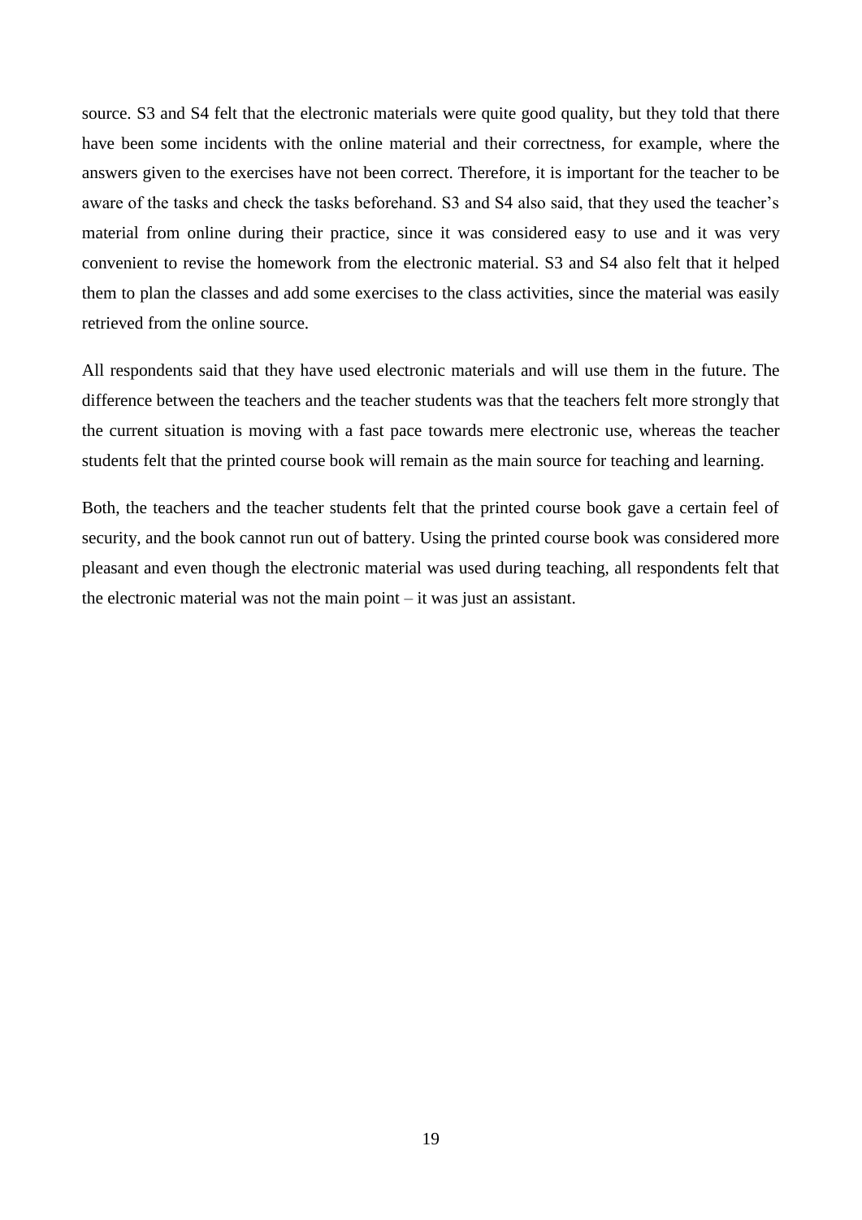source. S3 and S4 felt that the electronic materials were quite good quality, but they told that there have been some incidents with the online material and their correctness, for example, where the answers given to the exercises have not been correct. Therefore, it is important for the teacher to be aware of the tasks and check the tasks beforehand. S3 and S4 also said, that they used the teacher's material from online during their practice, since it was considered easy to use and it was very convenient to revise the homework from the electronic material. S3 and S4 also felt that it helped them to plan the classes and add some exercises to the class activities, since the material was easily retrieved from the online source.

All respondents said that they have used electronic materials and will use them in the future. The difference between the teachers and the teacher students was that the teachers felt more strongly that the current situation is moving with a fast pace towards mere electronic use, whereas the teacher students felt that the printed course book will remain as the main source for teaching and learning.

Both, the teachers and the teacher students felt that the printed course book gave a certain feel of security, and the book cannot run out of battery. Using the printed course book was considered more pleasant and even though the electronic material was used during teaching, all respondents felt that the electronic material was not the main point – it was just an assistant.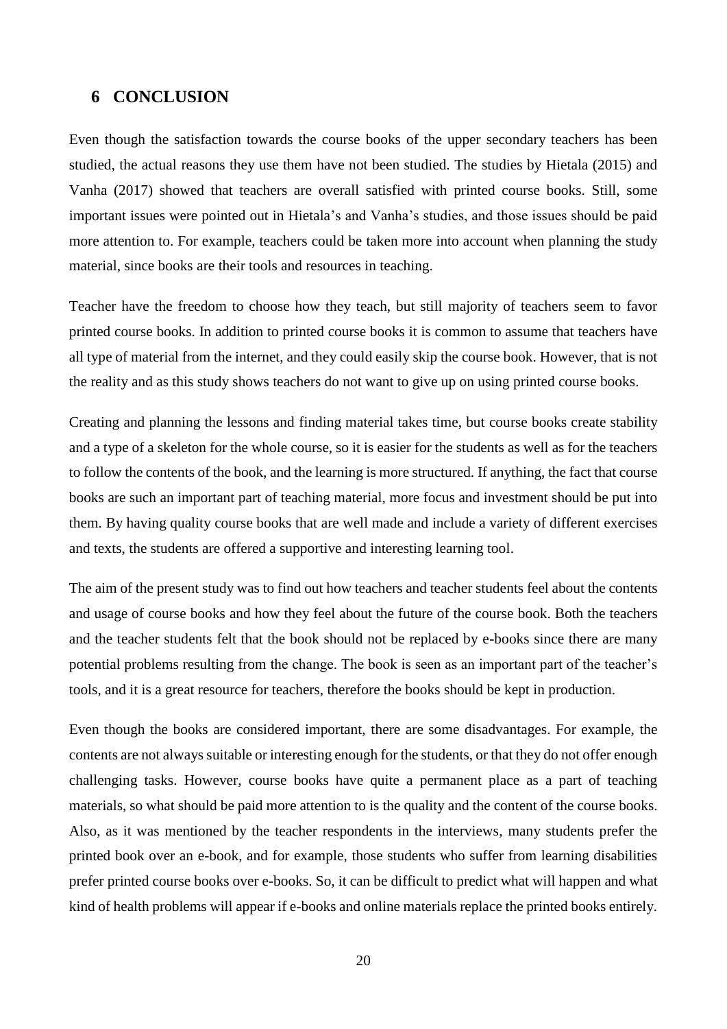## 6 CONCLUSION

Even though the satisfaction towards the course books of the upper secondary teachers has been studied, the actual reasons they use them have not been studied. The studies by Hietala (2015) and Vanha (2017) showed that teachers are overall satisfied with printed course books. Still, some important issues were pointed out in Hietala's and Vanha's studies, and those issues should be paid more attention to. For example, teachers could be taken more into account when planning the study material, since books are their tools and resources in teaching.

Teacher have the freedom to choose how they teach, but still majority of teachers seem to favor printed course books. In addition to printed course books it is common to assume that teachers have all type of material from the internet, and they could easily skip the course book. However, that is not the reality and as this study shows teachers do not want to give up on using printed course books.

Creating and planning the lessons and finding material takes time, but course books create stability and a type of a skeleton for the whole course, so it is easier for the students as well as for the teachers to follow the contents of the book, and the learning is more structured. If anything, the fact that course books are such an important part of teaching material, more focus and investment should be put into them. By having quality course books that are well made and include a variety of different exercises and texts, the students are offered a supportive and interesting learning tool.

The aim of the present study was to find out how teachers and teacher students feel about the contents and usage of course books and how they feel about the future of the course book. Both the teachers and the teacher students felt that the book should not be replaced by e-books since there are many potential problems resulting from the change. The book is seen as an important part of the teacher's tools, and it is a great resource for teachers, therefore the books should be kept in production.

Even though the books are considered important, there are some disadvantages. For example, the contents are not always suitable or interesting enough for the students, or that they do not offer enough challenging tasks. However, course books have quite a permanent place as a part of teaching materials, so what should be paid more attention to is the quality and the content of the course books. Also, as it was mentioned by the teacher respondents in the interviews, many students prefer the printed book over an e-book, and for example, those students who suffer from learning disabilities prefer printed course books over e-books. So, it can be difficult to predict what will happen and what kind of health problems will appear if e-books and online materials replace the printed books entirely.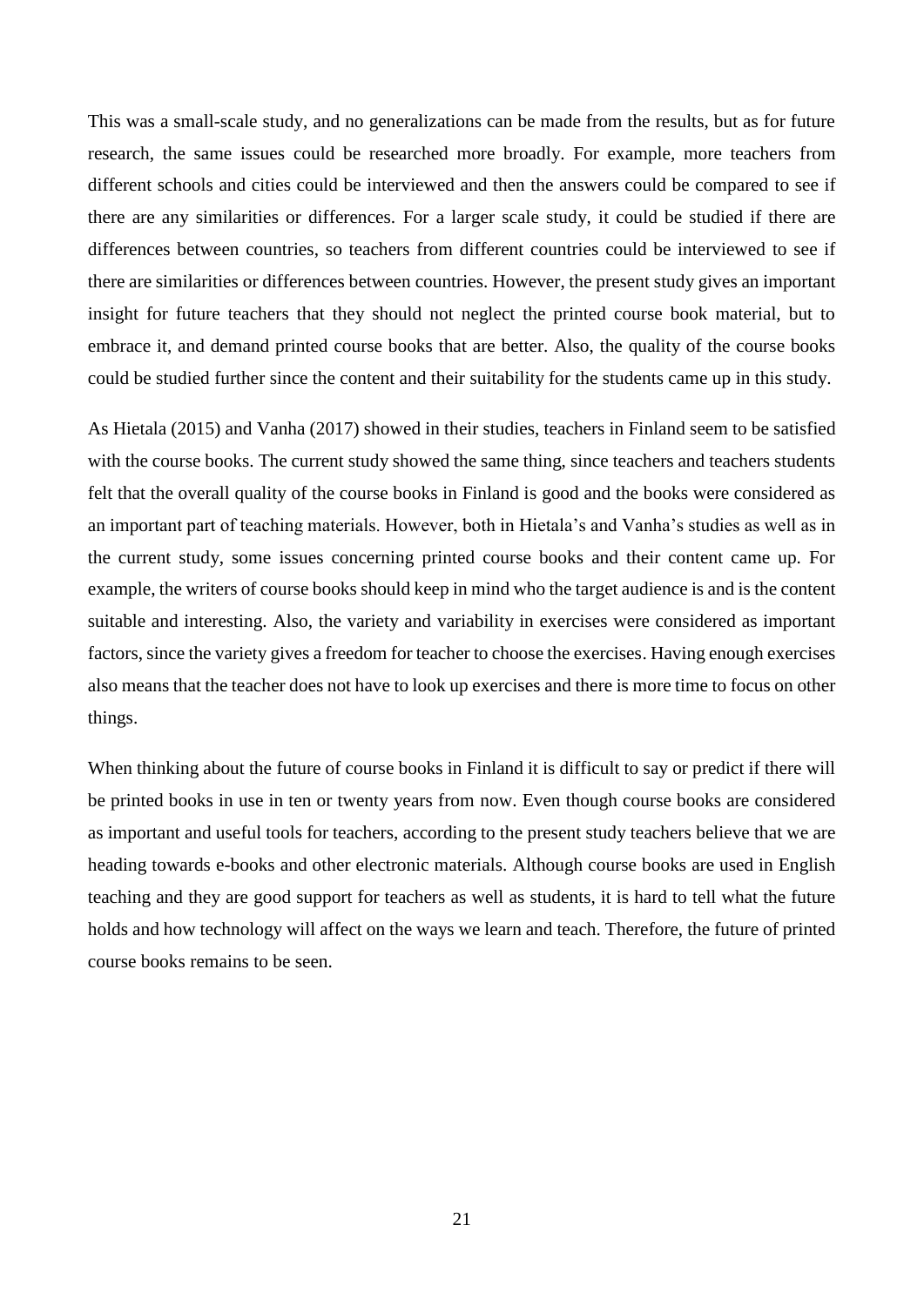This was a small-scale study, and no generalizations can be made from the results, but as for future research, the same issues could be researched more broadly. For example, more teachers from different schools and cities could be interviewed and then the answers could be compared to see if there are any similarities or differences. For a larger scale study, it could be studied if there are differences between countries, so teachers from different countries could be interviewed to see if there are similarities or differences between countries. However, the present study gives an important insight for future teachers that they should not neglect the printed course book material, but to embrace it, and demand printed course books that are better. Also, the quality of the course books could be studied further since the content and their suitability for the students came up in this study.

As Hietala (2015) and Vanha (2017) showed in their studies, teachers in Finland seem to be satisfied with the course books. The current study showed the same thing, since teachers and teachers students felt that the overall quality of the course books in Finland is good and the books were considered as an important part of teaching materials. However, both in Hietala's and Vanha's studies as well as in the current study, some issues concerning printed course books and their content came up. For example, the writers of course books should keep in mind who the target audience is and is the content suitable and interesting. Also, the variety and variability in exercises were considered as important factors, since the variety gives a freedom for teacher to choose the exercises. Having enough exercises also means that the teacher does not have to look up exercises and there is more time to focus on other things.

When thinking about the future of course books in Finland it is difficult to say or predict if there will be printed books in use in ten or twenty years from now. Even though course books are considered as important and useful tools for teachers, according to the present study teachers believe that we are heading towards e-books and other electronic materials. Although course books are used in English teaching and they are good support for teachers as well as students, it is hard to tell what the future holds and how technology will affect on the ways we learn and teach. Therefore, the future of printed course books remains to be seen.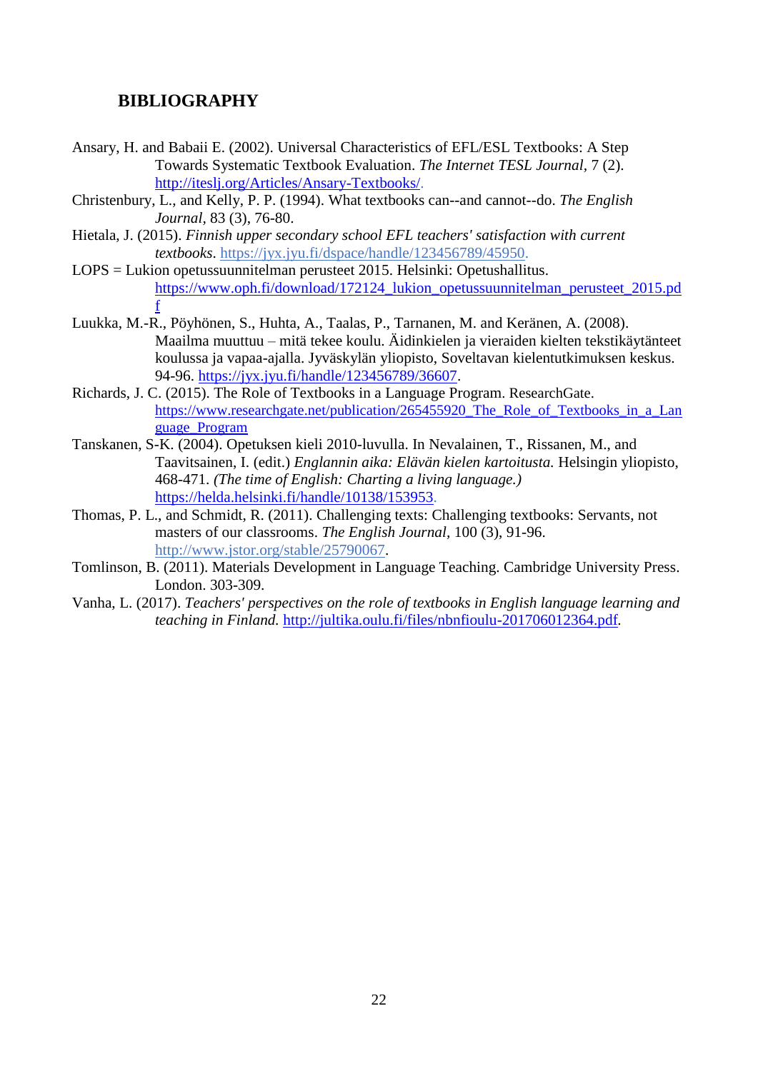# BIBLIOGRAPHY

Ansary, H. and Babaii E. (2002). Universal Characteristics of EFL/ESL Textbooks: A Step Towards Systematic Textbook Evaluation. *The Internet TESL Journal*, 7 (2). http://iteslj.org/Articles/Ansary-Textbooks/.

Christenbury, L., and Kelly, P. P. (1994). What textbooks can--and cannot--do. *The English Journal*, 83 (3), 76-80.

Hietala, J. (2015). *Finnish upper secondary school EFL teachers' satisfaction with current textbooks*. https://jyx.jyu.fi/dspace/handle/123456789/45950.

LOPS = Lukion opetussuunnitelman perusteet 2015. Helsinki: Opetushallitus. https://www.oph.fi/download/172124_lukion_opetussuunnitelman_perusteet_2015.pdf

Luukka, M.-R., Pöyhönen, S., Huhta, A., Taalas, P., Tarnanen, M. and Keränen, A. (2008). Maailma muuttuu – mitä tekee koulu. Äidinkielen ja vieraiden kielten tekstikäytänteet koulussa ja vapaa-ajalla. Jyväskylän yliopisto, Soveltavan kielentutkimuksen keskus. 94-96. https://jyx.jyu.fi/handle/123456789/36607.

Richards, J. C. (2015). The Role of Textbooks in a Language Program. ResearchGate. https://www.researchgate.net/publication/265455920_The_Role_of_Textbooks_in_a_Language_Program

Tanskanen, S-K. (2004). Opetuksen kieli 2010-luvulla. In Nevalainen, T., Rissanen, M., and Taavitsainen, I. (edit.) *Englannin aika: Elävän kielen kartoitusta.* Helsingin yliopisto, 468-471. *(The time of English: Charting a living language.)* https://helda.helsinki.fi/handle/10138/153953.

Thomas, P. L., and Schmidt, R. (2011). Challenging texts: Challenging textbooks: Servants, not masters of our classrooms. *The English Journal*, 100 (3), 91-96. http://www.jstor.org/stable/25790067.

Tomlinson, B. (2011). Materials Development in Language Teaching. Cambridge University Press. London. 303-309.

Vanha, L. (2017). *Teachers' perspectives on the role of textbooks in English language learning and teaching in Finland.* http://jultika.oulu.fi/files/nbnfioulu-201706012364.pdf.